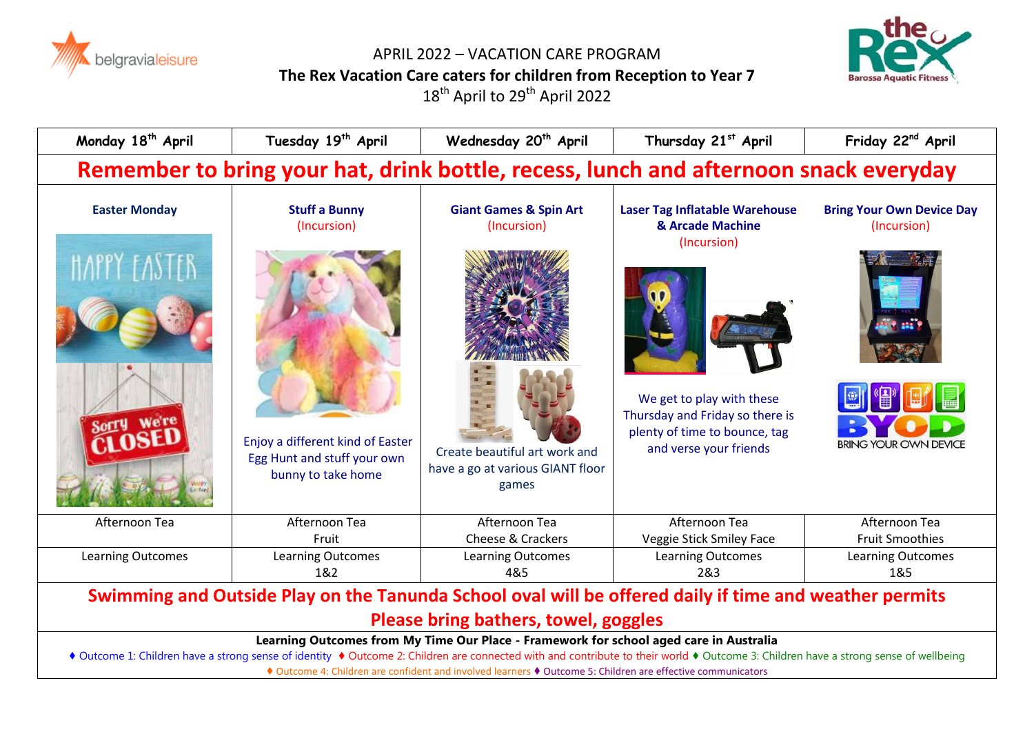# APRIL 2022 – VACATION CARE PROGRAM

**The Rex Vacation Care caters for children from Reception to Year 7**

18th April to 29th April 2022

| Monday 18th April | Tuesday 19th April | Wednesday 20th April | Thursday 21st April | Friday 22nd April |
|---|---|---|---|---|
| **Remember to bring your hat, drink bottle, recess, lunch and afternoon snack everyday** | | | | |
| **Easter Monday** | **Stuff a Bunny** (Incursion) Enjoy a different kind of Easter Egg Hunt and stuff your own bunny to take home | **Giant Games & Spin Art** (Incursion) Create beautiful art work and have a go at various GIANT floor games | **Laser Tag Inflatable Warehouse & Arcade Machine** (Incursion) We get to play with these Thursday and Friday so there is plenty of time to bounce, tag and verse your friends | **Bring Your Own Device Day** (Incursion) |
| Afternoon Tea | Afternoon Tea Fruit | Afternoon Tea Cheese & Crackers | Afternoon Tea Veggie Stick Smiley Face | Afternoon Tea Fruit Smoothies |
| Learning Outcomes | Learning Outcomes 1&2 | Learning Outcomes 4&5 | Learning Outcomes 2&3 | Learning Outcomes 1&5 |

**Swimming and Outside Play on the Tanunda School oval will be offered daily if time and weather permits**

**Please bring bathers, towel, goggles**

**Learning Outcomes from My Time Our Place - Framework for school aged care in Australia**

♦ Outcome 1: Children have a strong sense of identity ♦ Outcome 2: Children are connected with and contribute to their world ♦ Outcome 3: Children have a strong sense of wellbeing ♦ Outcome 4: Children are confident and involved learners ♦ Outcome 5: Children are effective communicators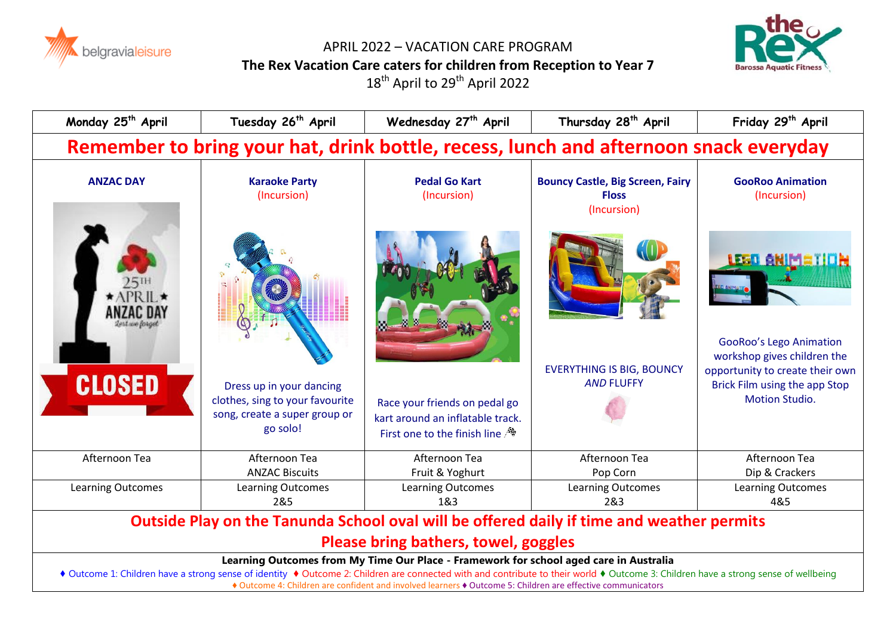APRIL 2022 – VACATION CARE PROGRAM

**The Rex Vacation Care caters for children from Reception to Year 7**

18th April to 29th April 2022

| Monday 25th April | Tuesday 26th April | Wednesday 27th April | Thursday 28th April | Friday 29th April |
|---|---|---|---|---|
| **Remember to bring your hat, drink bottle, recess, lunch and afternoon snack everyday** | | | | |
| **ANZAC DAY**<br><br>25TH APRIL ANZAC DAY Lest we forget<br><br>CLOSED | **Karaoke Party**<br>(Incursion)<br><br>Dress up in your dancing clothes, sing to your favourite song, create a super group or go solo! | **Pedal Go Kart**<br>(Incursion)<br><br>Race your friends on pedal go kart around an inflatable track. First one to the finish line | **Bouncy Castle, Big Screen, Fairy Floss**<br>(Incursion)<br><br>EVERYTHING IS BIG, BOUNCY *AND* FLUFFY | **GooRoo Animation**<br>(Incursion)<br><br>GooRoo's Lego Animation workshop gives children the opportunity to create their own Brick Film using the app Stop Motion Studio. |
| Afternoon Tea | Afternoon Tea<br>ANZAC Biscuits | Afternoon Tea<br>Fruit & Yoghurt | Afternoon Tea<br>Pop Corn | Afternoon Tea<br>Dip & Crackers |
| Learning Outcomes | Learning Outcomes<br>2&5 | Learning Outcomes<br>1&3 | Learning Outcomes<br>2&3 | Learning Outcomes<br>4&5 |
| **Outside Play on the Tanunda School oval will be offered daily if time and weather permits**<br>**Please bring bathers, towel, goggles** | | | | |

**Learning Outcomes from My Time Our Place - Framework for school aged care in Australia**

♦ Outcome 1: Children have a strong sense of identity ♦ Outcome 2: Children are connected with and contribute to their world ♦ Outcome 3: Children have a strong sense of wellbeing ♦ Outcome 4: Children are confident and involved learners ♦ Outcome 5: Children are effective communicators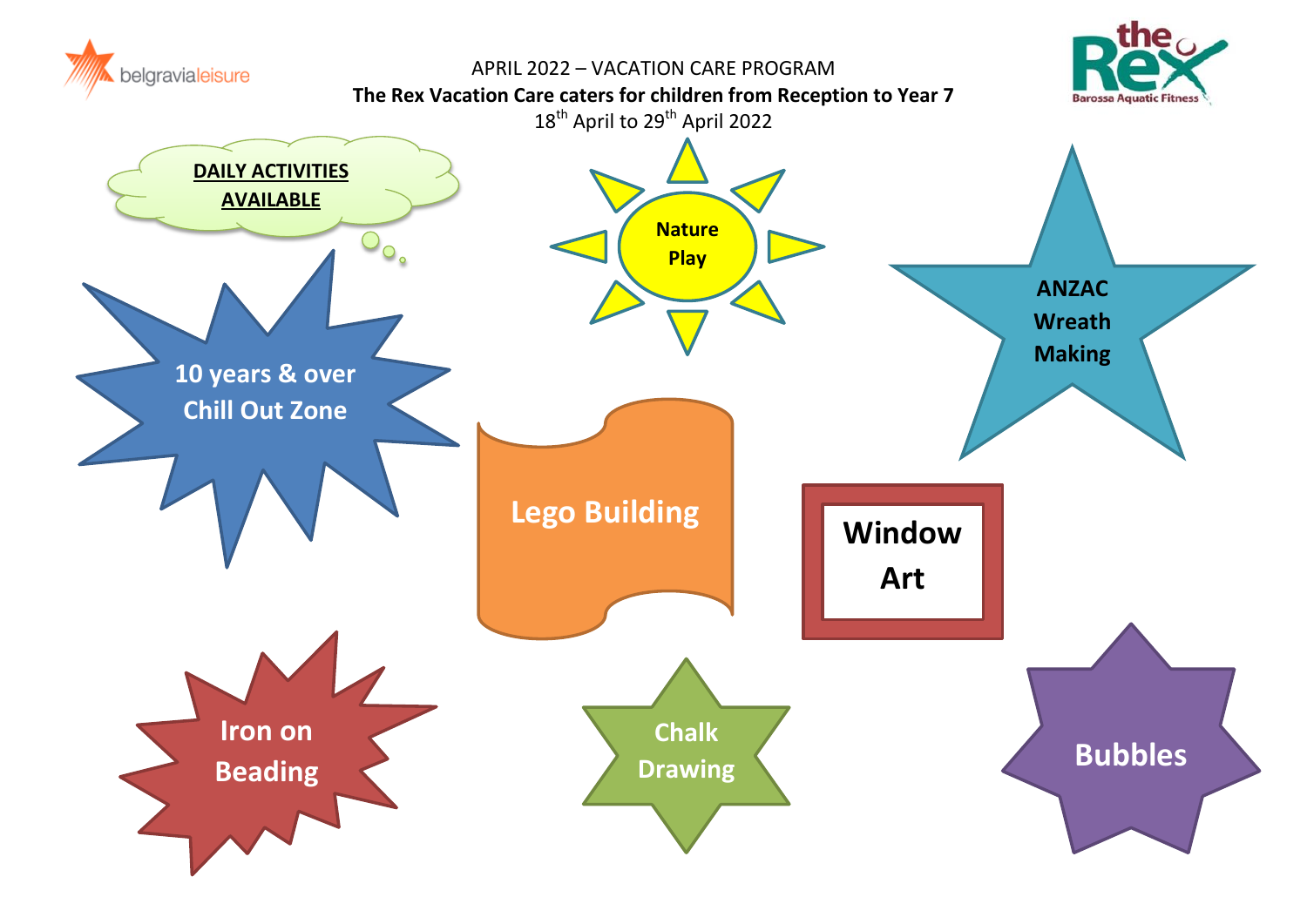APRIL 2022 – VACATION CARE PROGRAM

**The Rex Vacation Care caters for children from Reception to Year 7**

18th April to 29th April 2022

**DAILY ACTIVITIES AVAILABLE**

- Nature Play
- ANZAC Wreath Making
- 10 years & over Chill Out Zone
- Lego Building
- Window Art
- Iron on Beading
- Chalk Drawing
- Bubbles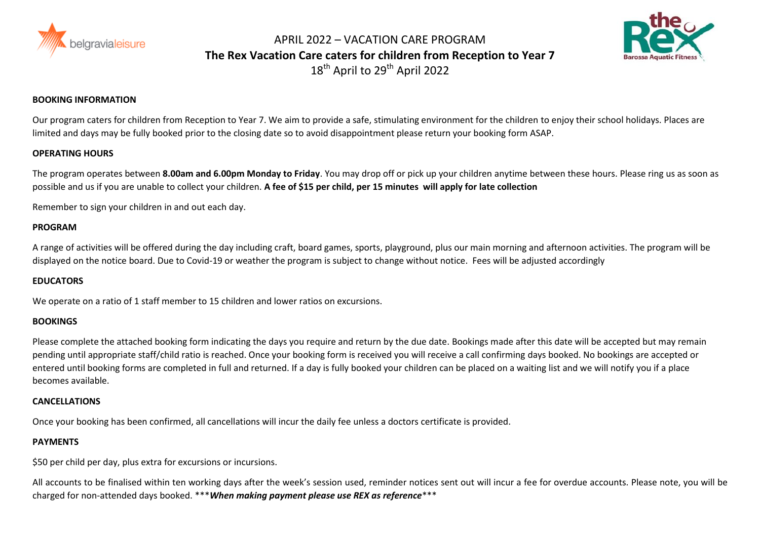# APRIL 2022 – VACATION CARE PROGRAM

## The Rex Vacation Care caters for children from Reception to Year 7

18th April to 29th April 2022

**BOOKING INFORMATION**

Our program caters for children from Reception to Year 7. We aim to provide a safe, stimulating environment for the children to enjoy their school holidays. Places are limited and days may be fully booked prior to the closing date so to avoid disappointment please return your booking form ASAP.

**OPERATING HOURS**

The program operates between **8.00am and 6.00pm Monday to Friday**. You may drop off or pick up your children anytime between these hours. Please ring us as soon as possible and us if you are unable to collect your children. **A fee of $15 per child, per 15 minutes will apply for late collection**

Remember to sign your children in and out each day.

**PROGRAM**

A range of activities will be offered during the day including craft, board games, sports, playground, plus our main morning and afternoon activities. The program will be displayed on the notice board. Due to Covid-19 or weather the program is subject to change without notice. Fees will be adjusted accordingly

**EDUCATORS**

We operate on a ratio of 1 staff member to 15 children and lower ratios on excursions.

**BOOKINGS**

Please complete the attached booking form indicating the days you require and return by the due date. Bookings made after this date will be accepted but may remain pending until appropriate staff/child ratio is reached. Once your booking form is received you will receive a call confirming days booked. No bookings are accepted or entered until booking forms are completed in full and returned. If a day is fully booked your children can be placed on a waiting list and we will notify you if a place becomes available.

**CANCELLATIONS**

Once your booking has been confirmed, all cancellations will incur the daily fee unless a doctors certificate is provided.

**PAYMENTS**

$50 per child per day, plus extra for excursions or incursions.

All accounts to be finalised within ten working days after the week's session used, reminder notices sent out will incur a fee for overdue accounts. Please note, you will be charged for non-attended days booked. ****When making payment please use REX as reference****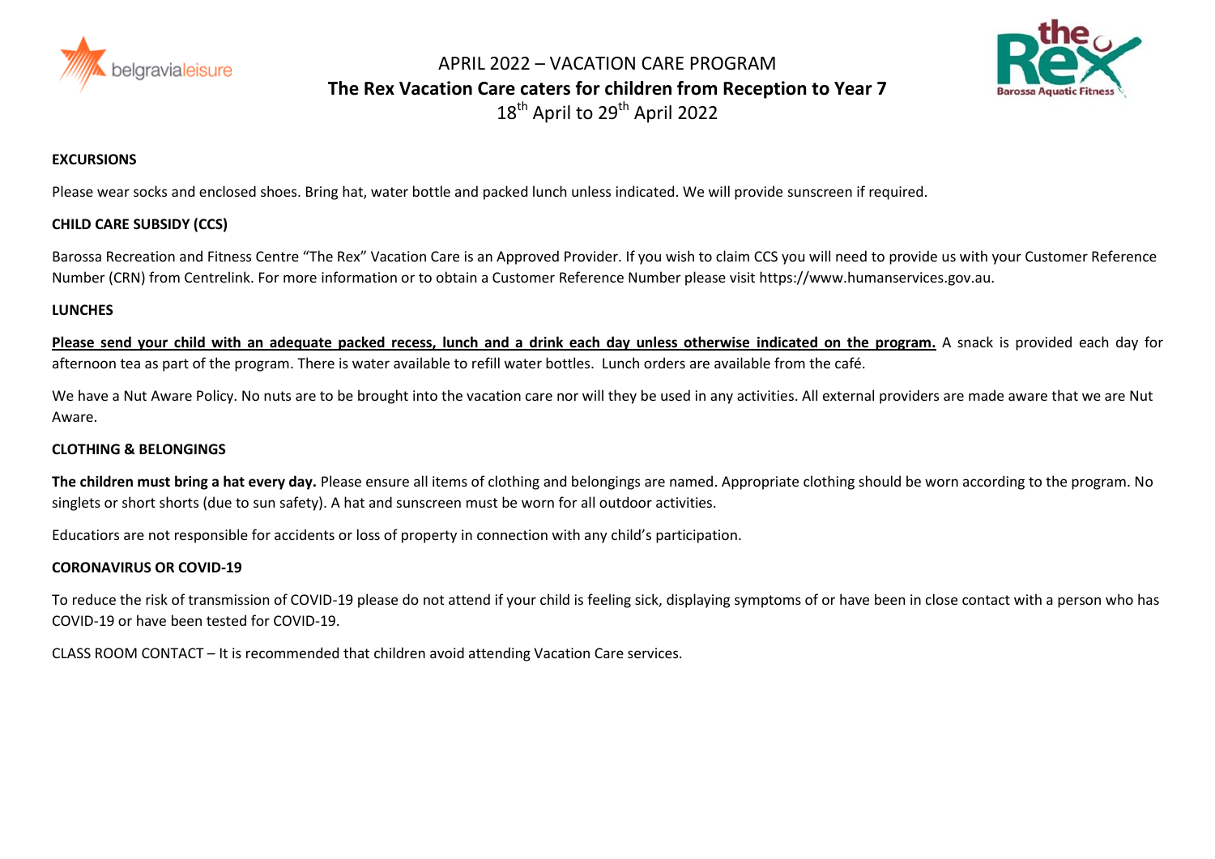APRIL 2022 – VACATION CARE PROGRAM

**The Rex Vacation Care caters for children from Reception to Year 7**

18th April to 29th April 2022

**EXCURSIONS**

Please wear socks and enclosed shoes. Bring hat, water bottle and packed lunch unless indicated. We will provide sunscreen if required.

**CHILD CARE SUBSIDY (CCS)**

Barossa Recreation and Fitness Centre "The Rex" Vacation Care is an Approved Provider. If you wish to claim CCS you will need to provide us with your Customer Reference Number (CRN) from Centrelink. For more information or to obtain a Customer Reference Number please visit https://www.humanservices.gov.au.

**LUNCHES**

**Please send your child with an adequate packed recess, lunch and a drink each day unless otherwise indicated on the program.** A snack is provided each day for afternoon tea as part of the program. There is water available to refill water bottles. Lunch orders are available from the café.

We have a Nut Aware Policy. No nuts are to be brought into the vacation care nor will they be used in any activities. All external providers are made aware that we are Nut Aware.

**CLOTHING & BELONGINGS**

**The children must bring a hat every day.** Please ensure all items of clothing and belongings are named. Appropriate clothing should be worn according to the program. No singlets or short shorts (due to sun safety). A hat and sunscreen must be worn for all outdoor activities.

Educatiors are not responsible for accidents or loss of property in connection with any child's participation.

**CORONAVIRUS OR COVID-19**

To reduce the risk of transmission of COVID-19 please do not attend if your child is feeling sick, displaying symptoms of or have been in close contact with a person who has COVID-19 or have been tested for COVID-19.

CLASS ROOM CONTACT – It is recommended that children avoid attending Vacation Care services.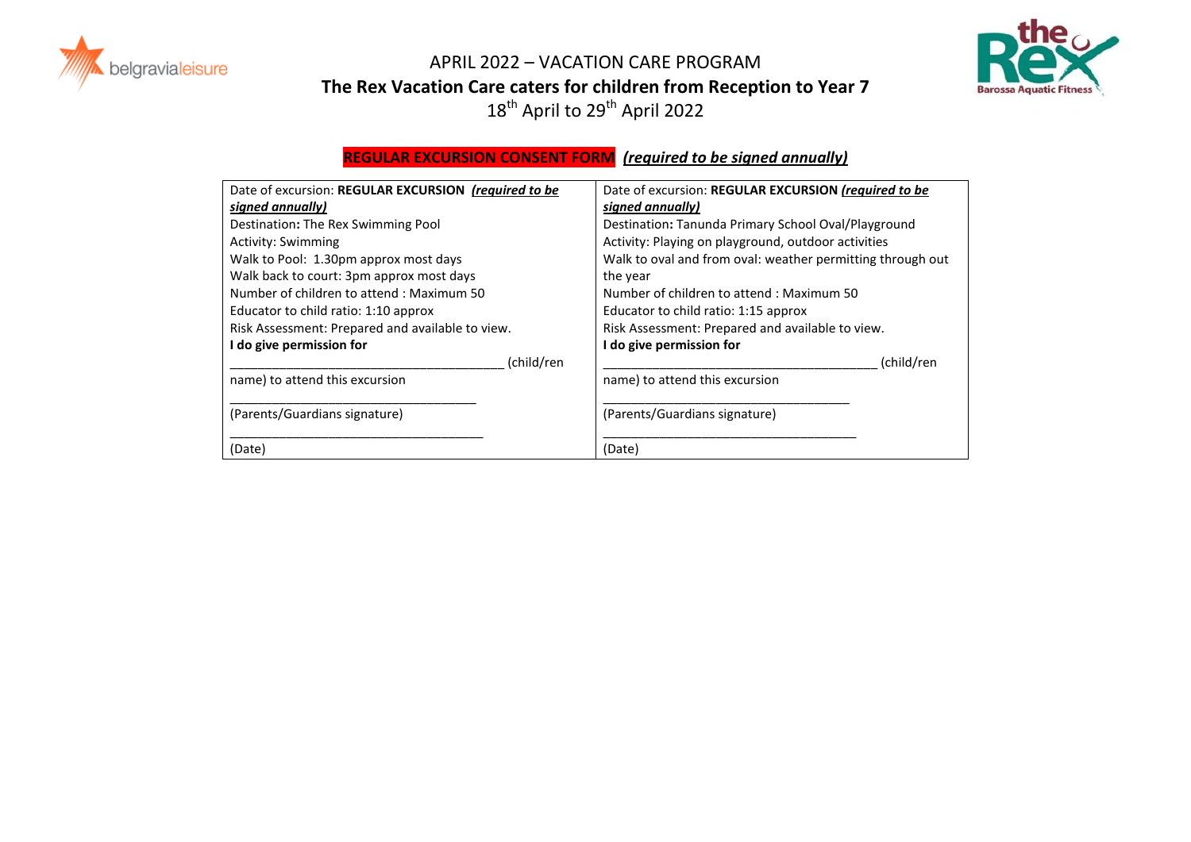# APRIL 2022 – VACATION CARE PROGRAM

## The Rex Vacation Care caters for children from Reception to Year 7

18th April to 29th April 2022

**REGULAR EXCURSION CONSENT FORM** ***(required to be signed annually)***

| Date of excursion: **REGULAR EXCURSION** ***(required to be signed annually)*** | Date of excursion: **REGULAR EXCURSION** ***(required to be signed annually)*** |
|---|---|
| Destination**:** The Rex Swimming Pool<br>Activity: Swimming<br>Walk to Pool: 1.30pm approx most days<br>Walk back to court: 3pm approx most days<br>Number of children to attend : Maximum 50<br>Educator to child ratio: 1:10 approx<br>Risk Assessment: Prepared and available to view.<br>**I do give permission for**<br>________________________________________ (child/ren name) to attend this excursion<br>____________________________________<br>(Parents/Guardians signature)<br>_____________________________________<br>(Date) | Destination**:** Tanunda Primary School Oval/Playground<br>Activity: Playing on playground, outdoor activities<br>Walk to oval and from oval: weather permitting through out the year<br>Number of children to attend : Maximum 50<br>Educator to child ratio: 1:15 approx<br>Risk Assessment: Prepared and available to view.<br>**I do give permission for**<br>________________________________________ (child/ren name) to attend this excursion<br>____________________________________<br>(Parents/Guardians signature)<br>_____________________________________<br>(Date) |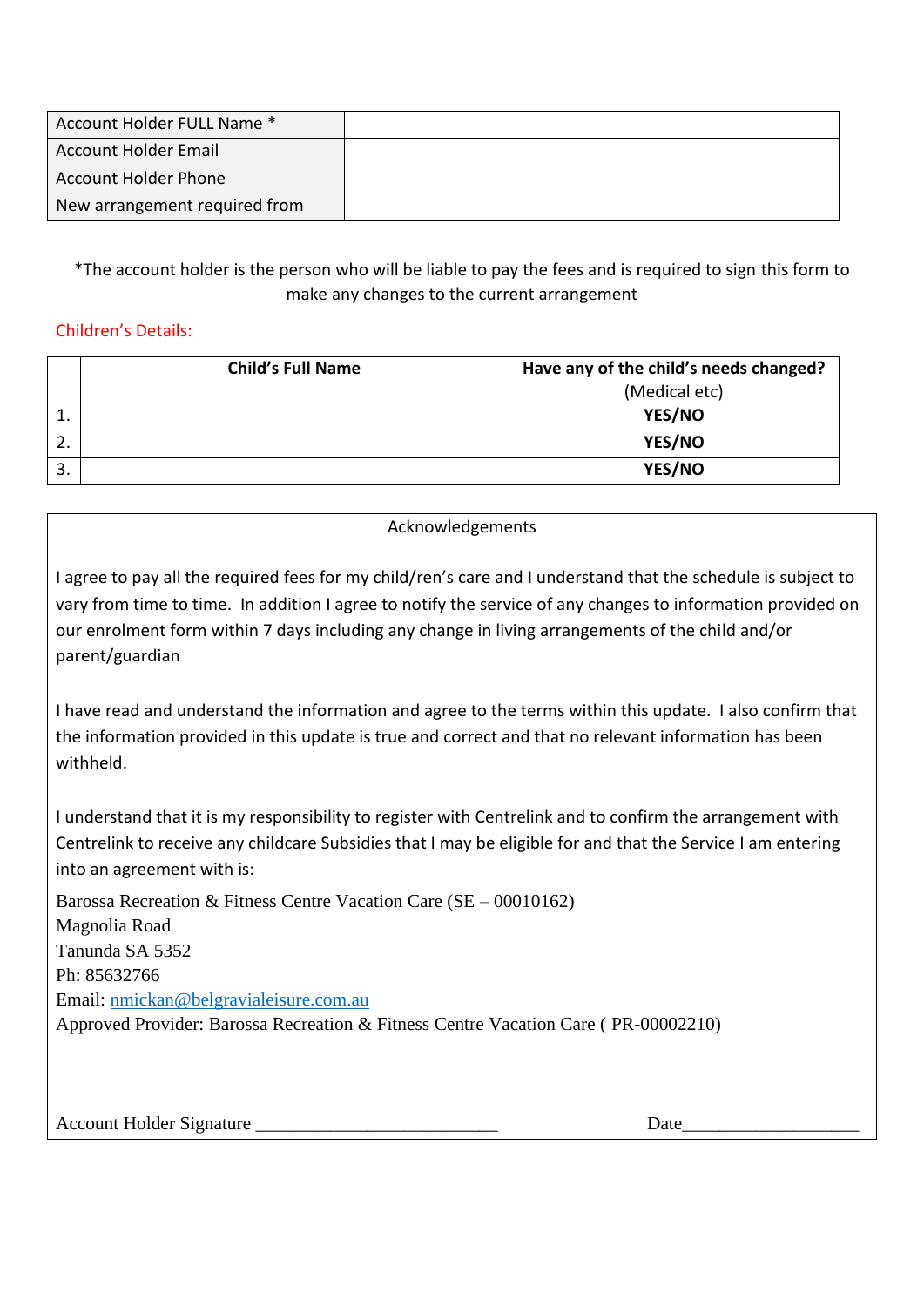| Account Holder FULL Name * | |
|---|---|
| Account Holder Email | |
| Account Holder Phone | |
| New arrangement required from | |

*The account holder is the person who will be liable to pay the fees and is required to sign this form to make any changes to the current arrangement

Children's Details:

| | Child's Full Name | Have any of the child's needs changed? (Medical etc) |
|---|---|---|
| 1. | | YES/NO |
| 2. | | YES/NO |
| 3. | | YES/NO |

Acknowledgements

I agree to pay all the required fees for my child/ren's care and I understand that the schedule is subject to vary from time to time. In addition I agree to notify the service of any changes to information provided on our enrolment form within 7 days including any change in living arrangements of the child and/or parent/guardian

I have read and understand the information and agree to the terms within this update. I also confirm that the information provided in this update is true and correct and that no relevant information has been withheld.

I understand that it is my responsibility to register with Centrelink and to confirm the arrangement with Centrelink to receive any childcare Subsidies that I may be eligible for and that the Service I am entering into an agreement with is:

Barossa Recreation & Fitness Centre Vacation Care (SE – 00010162)
Magnolia Road
Tanunda SA 5352
Ph: 85632766
Email: nmickan@belgravialeisure.com.au
Approved Provider: Barossa Recreation & Fitness Centre Vacation Care ( PR-00002210)

Account Holder Signature __________________________ Date___________________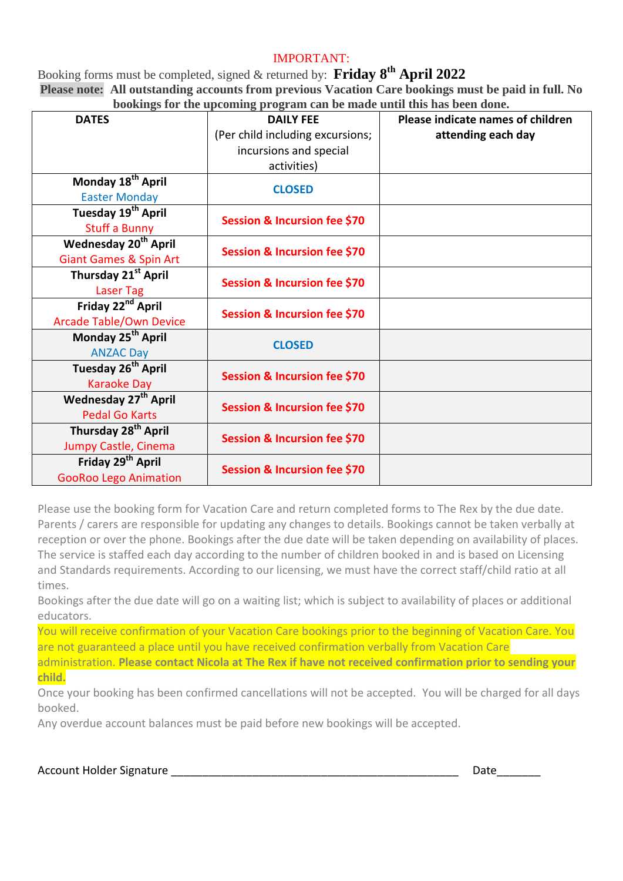IMPORTANT:

Booking forms must be completed, signed & returned by: **Friday 8th April 2022**

**Please note: All outstanding accounts from previous Vacation Care bookings must be paid in full. No bookings for the upcoming program can be made until this has been done.**

| DATES | DAILY FEE (Per child including excursions; incursions and special activities) | Please indicate names of children attending each day |
|---|---|---|
| **Monday 18th April** Easter Monday | **CLOSED** | |
| **Tuesday 19th April** Stuff a Bunny | **Session & Incursion fee $70** | |
| **Wednesday 20th April** Giant Games & Spin Art | **Session & Incursion fee $70** | |
| **Thursday 21st April** Laser Tag | **Session & Incursion fee $70** | |
| **Friday 22nd April** Arcade Table/Own Device | **Session & Incursion fee $70** | |
| **Monday 25th April** ANZAC Day | **CLOSED** | |
| **Tuesday 26th April** Karaoke Day | **Session & Incursion fee $70** | |
| **Wednesday 27th April** Pedal Go Karts | **Session & Incursion fee $70** | |
| **Thursday 28th April** Jumpy Castle, Cinema | **Session & Incursion fee $70** | |
| **Friday 29th April** GooRoo Lego Animation | **Session & Incursion fee $70** | |

Please use the booking form for Vacation Care and return completed forms to The Rex by the due date. Parents / carers are responsible for updating any changes to details. Bookings cannot be taken verbally at reception or over the phone. Bookings after the due date will be taken depending on availability of places. The service is staffed each day according to the number of children booked in and is based on Licensing and Standards requirements. According to our licensing, we must have the correct staff/child ratio at all times.

Bookings after the due date will go on a waiting list; which is subject to availability of places or additional educators.

You will receive confirmation of your Vacation Care bookings prior to the beginning of Vacation Care. You are not guaranteed a place until you have received confirmation verbally from Vacation Care administration. **Please contact Nicola at The Rex if have not received confirmation prior to sending your child.**

Once your booking has been confirmed cancellations will not be accepted. You will be charged for all days booked.

Any overdue account balances must be paid before new bookings will be accepted.

Account Holder Signature ______________________________________________ Date_______